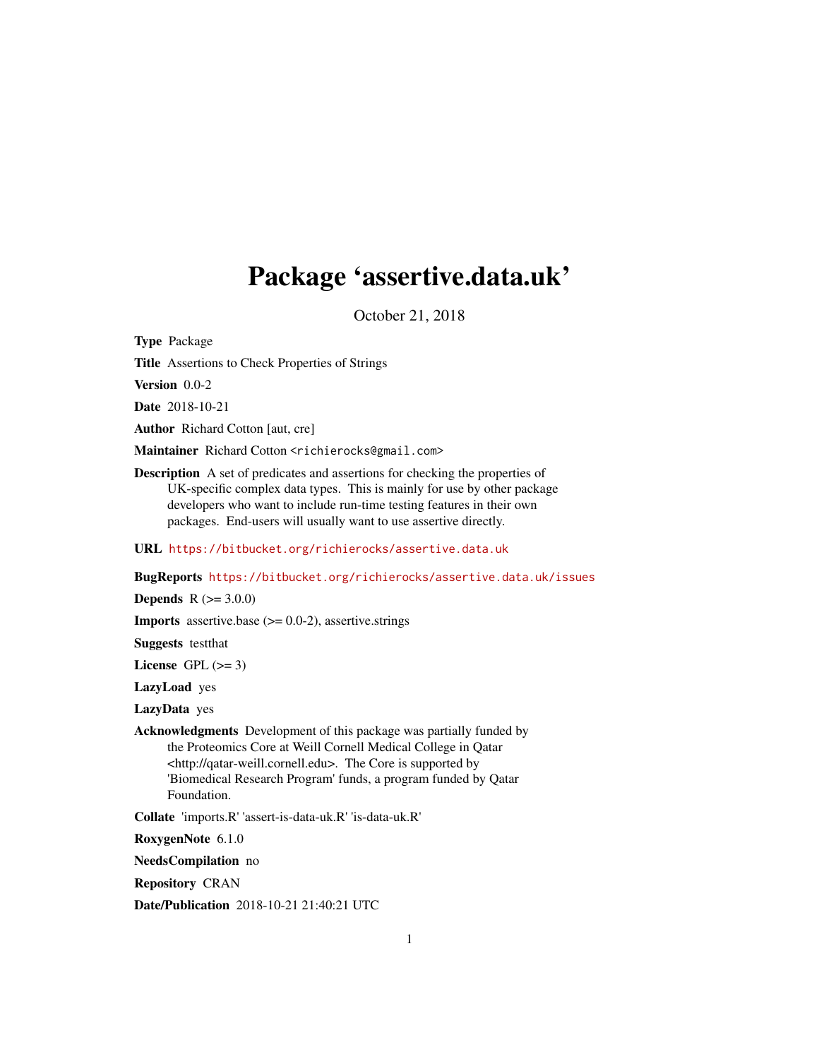# Package 'assertive.data.uk'

October 21, 2018

**Type** Package

**Title** Assertions to Check Properties of Strings

**Version** 0.0-2

**Date** 2018-10-21

**Author** Richard Cotton [aut, cre]

**Maintainer** Richard Cotton <richierocks@gmail.com>

**Description** A set of predicates and assertions for checking the properties of UK-specific complex data types. This is mainly for use by other package developers who want to include run-time testing features in their own packages. End-users will usually want to use assertive directly.

**URL** https://bitbucket.org/richierocks/assertive.data.uk

**BugReports** https://bitbucket.org/richierocks/assertive.data.uk/issues

**Depends** R (>= 3.0.0)

**Imports** assertive.base (>= 0.0-2), assertive.strings

**Suggests** testthat

**License** GPL (>= 3)

**LazyLoad** yes

**LazyData** yes

**Acknowledgments** Development of this package was partially funded by the Proteomics Core at Weill Cornell Medical College in Qatar <http://qatar-weill.cornell.edu>. The Core is supported by 'Biomedical Research Program' funds, a program funded by Qatar Foundation.

**Collate** 'imports.R' 'assert-is-data-uk.R' 'is-data-uk.R'

**RoxygenNote** 6.1.0

**NeedsCompilation** no

**Repository** CRAN

**Date/Publication** 2018-10-21 21:40:21 UTC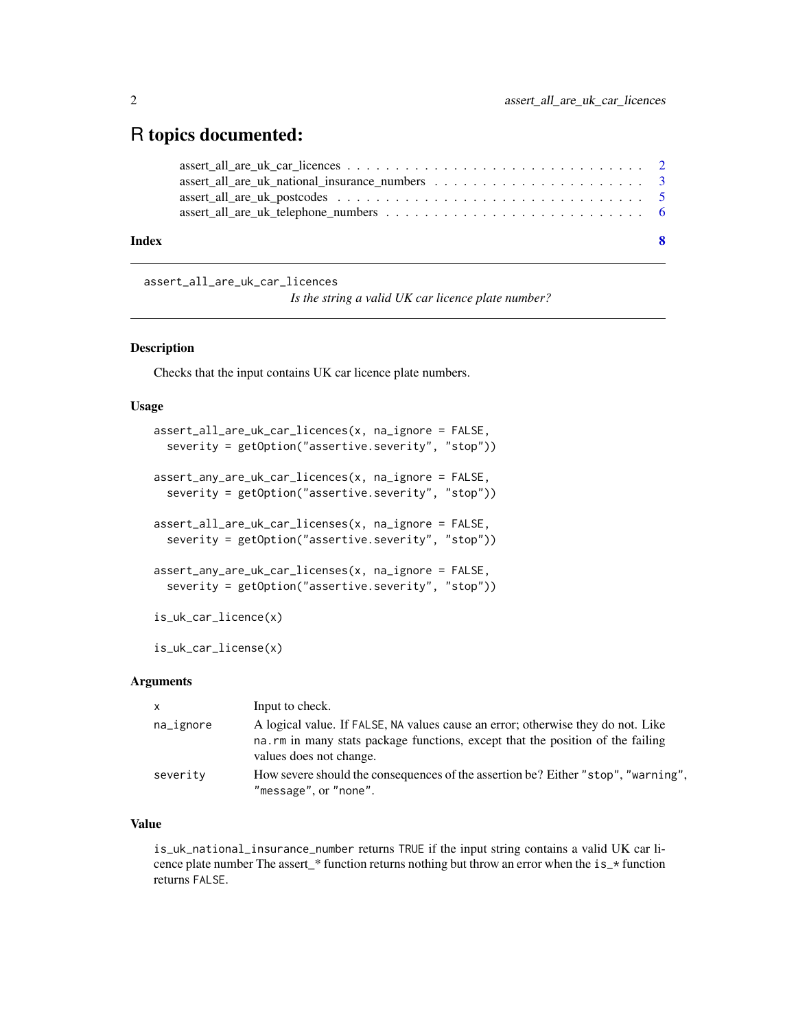# R topics documented:

assert_all_are_uk_car_licences . . . . . . . . . . . . . . . . . . . . . . . . . . . . . 2
assert_all_are_uk_national_insurance_numbers . . . . . . . . . . . . . . . . . . . . . 3
assert_all_are_uk_postcodes . . . . . . . . . . . . . . . . . . . . . . . . . . . . . . 5
assert_all_are_uk_telephone_numbers . . . . . . . . . . . . . . . . . . . . . . . . . . 6

**Index** **8**

---

`assert_all_are_uk_car_licences` *Is the string a valid UK car licence plate number?*

---

### Description

Checks that the input contains UK car licence plate numbers.

### Usage

```
assert_all_are_uk_car_licences(x, na_ignore = FALSE,
  severity = getOption("assertive.severity", "stop"))

assert_any_are_uk_car_licences(x, na_ignore = FALSE,
  severity = getOption("assertive.severity", "stop"))

assert_all_are_uk_car_licenses(x, na_ignore = FALSE,
  severity = getOption("assertive.severity", "stop"))

assert_any_are_uk_car_licenses(x, na_ignore = FALSE,
  severity = getOption("assertive.severity", "stop"))

is_uk_car_licence(x)

is_uk_car_license(x)
```

### Arguments

| | |
|---|---|
| `x` | Input to check. |
| `na_ignore` | A logical value. If `FALSE`, `NA` values cause an error; otherwise they do not. Like `na.rm` in many stats package functions, except that the position of the failing values does not change. |
| `severity` | How severe should the consequences of the assertion be? Either `"stop"`, `"warning"`, `"message"`, or `"none"`. |

### Value

`is_uk_national_insurance_number` returns `TRUE` if the input string contains a valid UK car licence plate number The assert_* function returns nothing but throw an error when the `is_*` function returns `FALSE`.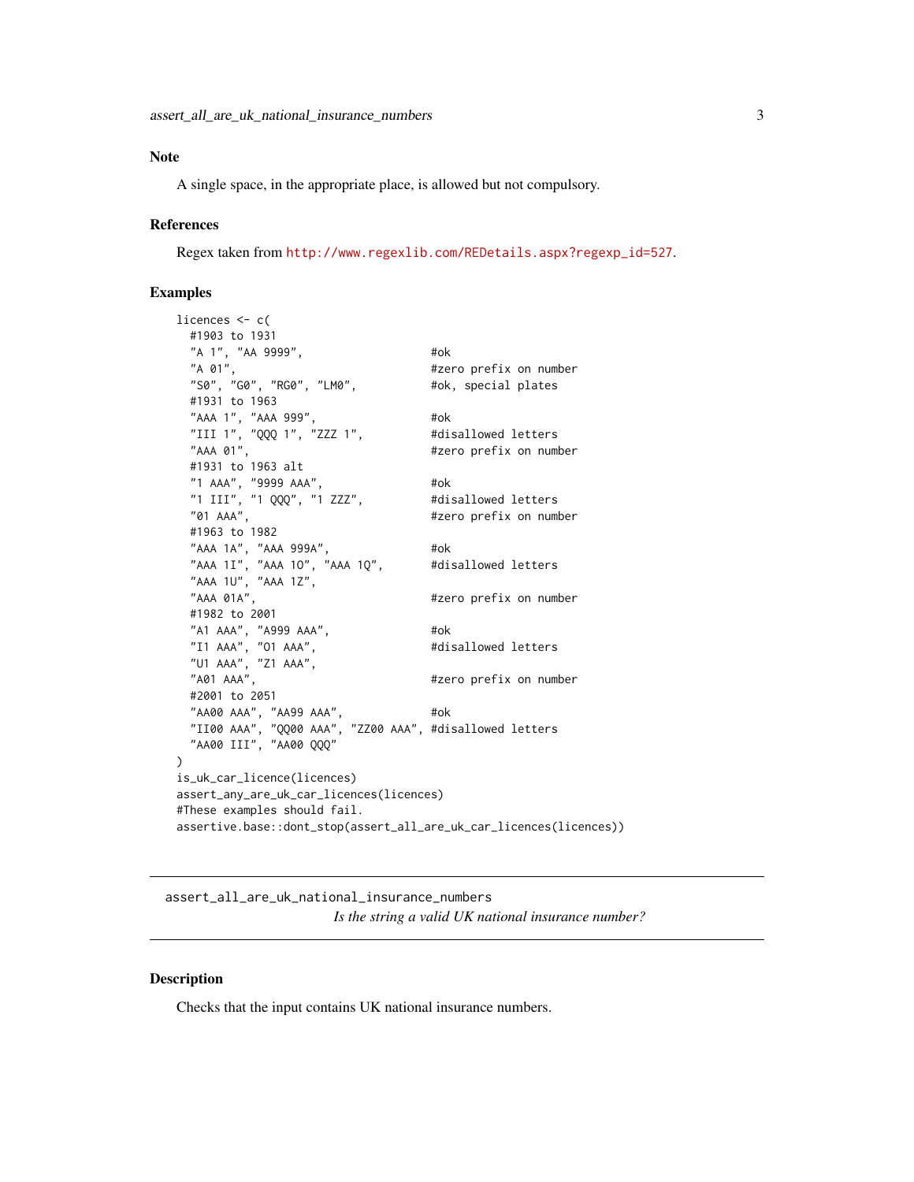## Note

A single space, in the appropriate place, is allowed but not compulsory.

## References

Regex taken from http://www.regexlib.com/REDetails.aspx?regexp_id=527.

## Examples

```
licences <- c(
  #1903 to 1931
  "A 1", "AA 9999",                   #ok
  "A 01",                             #zero prefix on number
  "S0", "G0", "RG0", "LM0",           #ok, special plates
  #1931 to 1963
  "AAA 1", "AAA 999",                 #ok
  "III 1", "QQQ 1", "ZZZ 1",          #disallowed letters
  "AAA 01",                           #zero prefix on number
  #1931 to 1963 alt
  "1 AAA", "9999 AAA",                #ok
  "1 III", "1 QQQ", "1 ZZZ",          #disallowed letters
  "01 AAA",                           #zero prefix on number
  #1963 to 1982
  "AAA 1A", "AAA 999A",               #ok
  "AAA 1I", "AAA 1O", "AAA 1Q",       #disallowed letters
  "AAA 1U", "AAA 1Z",
  "AAA 01A",                          #zero prefix on number
  #1982 to 2001
  "A1 AAA", "A999 AAA",               #ok
  "I1 AAA", "O1 AAA",                 #disallowed letters
  "U1 AAA", "Z1 AAA",
  "A01 AAA",                          #zero prefix on number
  #2001 to 2051
  "AA00 AAA", "AA99 AAA",             #ok
  "II00 AAA", "QQ00 AAA", "ZZ00 AAA", #disallowed letters
  "AA00 III", "AA00 QQQ"
)
is_uk_car_licence(licences)
assert_any_are_uk_car_licences(licences)
#These examples should fail.
assertive.base::dont_stop(assert_all_are_uk_car_licences(licences))
```

---

# assert_all_are_uk_national_insurance_numbers

*Is the string a valid UK national insurance number?*

## Description

Checks that the input contains UK national insurance numbers.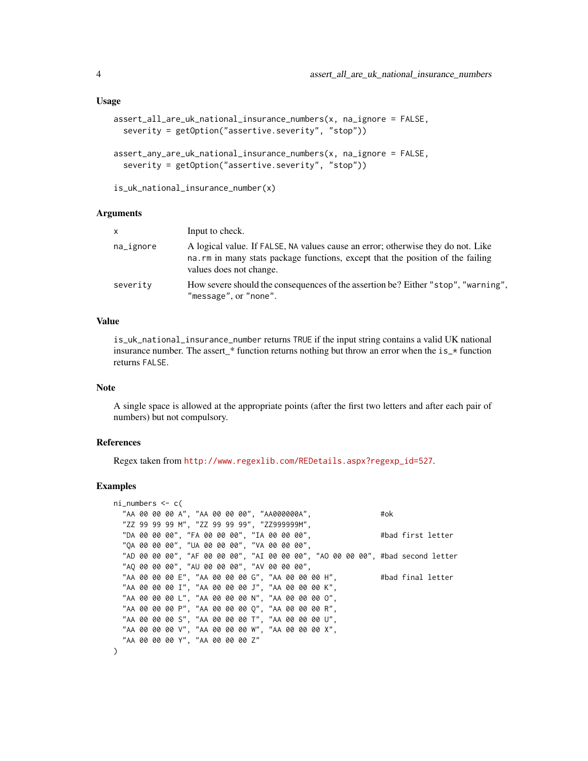### Usage

```
assert_all_are_uk_national_insurance_numbers(x, na_ignore = FALSE,
  severity = getOption("assertive.severity", "stop"))

assert_any_are_uk_national_insurance_numbers(x, na_ignore = FALSE,
  severity = getOption("assertive.severity", "stop"))

is_uk_national_insurance_number(x)
```

### Arguments

| | |
|---|---|
| `x` | Input to check. |
| `na_ignore` | A logical value. If `FALSE`, `NA` values cause an error; otherwise they do not. Like `na.rm` in many stats package functions, except that the position of the failing values does not change. |
| `severity` | How severe should the consequences of the assertion be? Either `"stop"`, `"warning"`, `"message"`, or `"none"`. |

### Value

`is_uk_national_insurance_number` returns `TRUE` if the input string contains a valid UK national insurance number. The assert_* function returns nothing but throw an error when the `is_*` function returns `FALSE`.

### Note

A single space is allowed at the appropriate points (after the first two letters and after each pair of numbers) but not compulsory.

### References

Regex taken from http://www.regexlib.com/REDetails.aspx?regexp_id=527.

### Examples

```
ni_numbers <- c(
  "AA 00 00 00 A", "AA 00 00 00", "AA000000A",                #ok
  "ZZ 99 99 99 M", "ZZ 99 99 99", "ZZ999999M",
  "DA 00 00 00", "FA 00 00 00", "IA 00 00 00",                #bad first letter
  "QA 00 00 00", "UA 00 00 00", "VA 00 00 00",
  "AD 00 00 00", "AF 00 00 00", "AI 00 00 00", "AO 00 00 00", #bad second letter
  "AQ 00 00 00", "AU 00 00 00", "AV 00 00 00",
  "AA 00 00 00 E", "AA 00 00 00 G", "AA 00 00 00 H",          #bad final letter
  "AA 00 00 00 I", "AA 00 00 00 J", "AA 00 00 00 K",
  "AA 00 00 00 L", "AA 00 00 00 N", "AA 00 00 00 O",
  "AA 00 00 00 P", "AA 00 00 00 Q", "AA 00 00 00 R",
  "AA 00 00 00 S", "AA 00 00 00 T", "AA 00 00 00 U",
  "AA 00 00 00 V", "AA 00 00 00 W", "AA 00 00 00 X",
  "AA 00 00 00 Y", "AA 00 00 00 Z"
)
```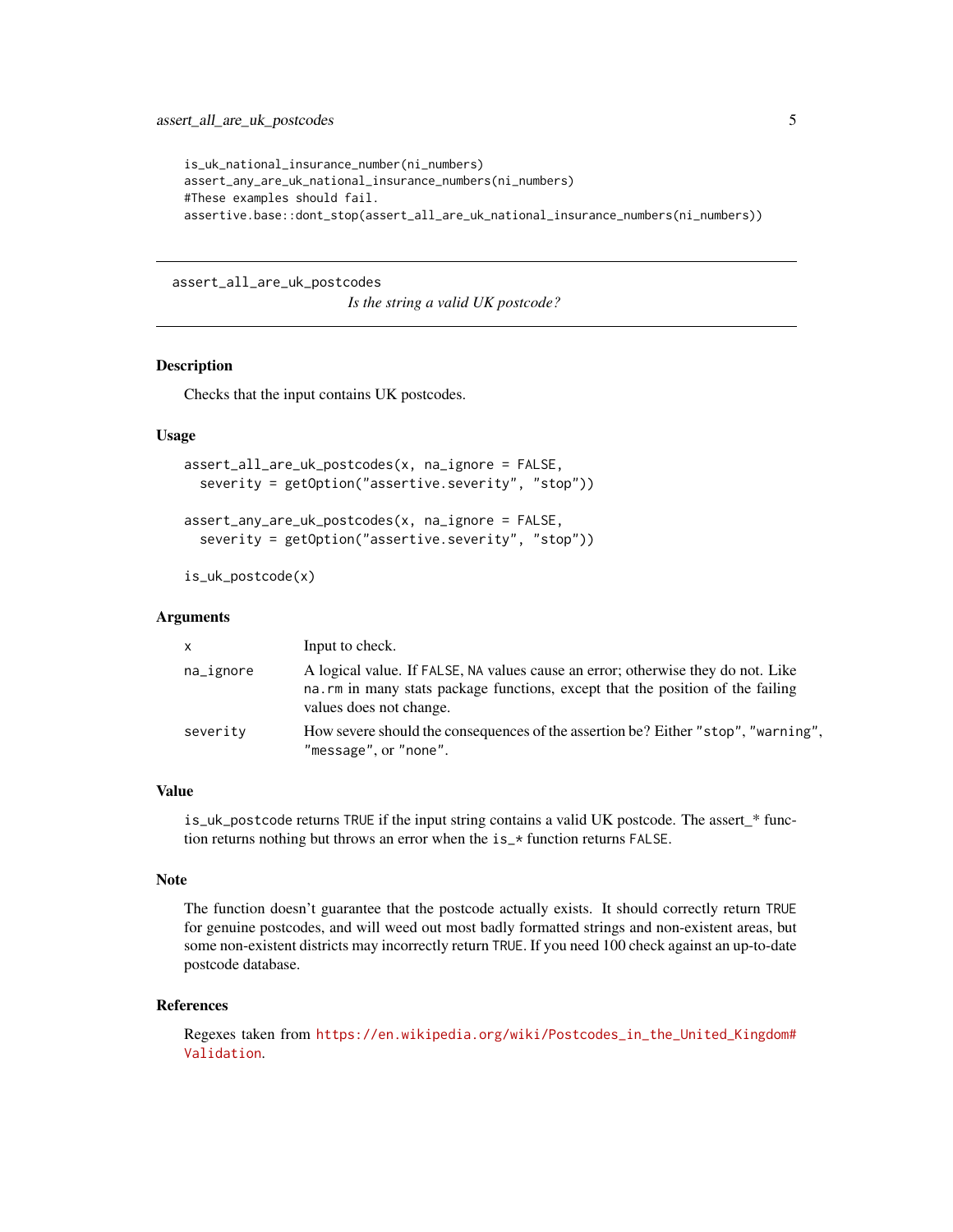```
is_uk_national_insurance_number(ni_numbers)
assert_any_are_uk_national_insurance_numbers(ni_numbers)
#These examples should fail.
assertive.base::dont_stop(assert_all_are_uk_national_insurance_numbers(ni_numbers))
```

---

## assert_all_are_uk_postcodes

*Is the string a valid UK postcode?*

---

### Description

Checks that the input contains UK postcodes.

### Usage

```
assert_all_are_uk_postcodes(x, na_ignore = FALSE,
  severity = getOption("assertive.severity", "stop"))

assert_any_are_uk_postcodes(x, na_ignore = FALSE,
  severity = getOption("assertive.severity", "stop"))

is_uk_postcode(x)
```

### Arguments

| | |
|---|---|
| x | Input to check. |
| na_ignore | A logical value. If FALSE, NA values cause an error; otherwise they do not. Like na.rm in many stats package functions, except that the position of the failing values does not change. |
| severity | How severe should the consequences of the assertion be? Either "stop", "warning", "message", or "none". |

### Value

is_uk_postcode returns TRUE if the input string contains a valid UK postcode. The assert_* function returns nothing but throws an error when the is_* function returns FALSE.

### Note

The function doesn't guarantee that the postcode actually exists. It should correctly return TRUE for genuine postcodes, and will weed out most badly formatted strings and non-existent areas, but some non-existent districts may incorrectly return TRUE. If you need 100 check against an up-to-date postcode database.

### References

Regexes taken from https://en.wikipedia.org/wiki/Postcodes_in_the_United_Kingdom#Validation.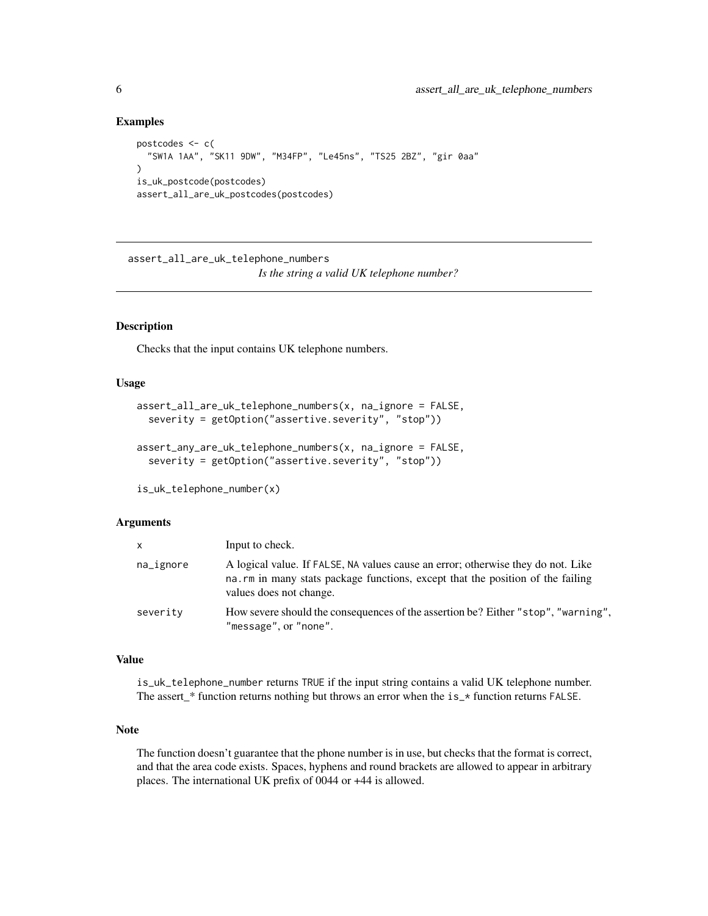### Examples

```
postcodes <- c(
  "SW1A 1AA", "SK11 9DW", "M34FP", "Le45ns", "TS25 2BZ", "gir 0aa"
)
is_uk_postcode(postcodes)
assert_all_are_uk_postcodes(postcodes)
```

---

## assert_all_are_uk_telephone_numbers

*Is the string a valid UK telephone number?*

---

### Description

Checks that the input contains UK telephone numbers.

### Usage

```
assert_all_are_uk_telephone_numbers(x, na_ignore = FALSE,
  severity = getOption("assertive.severity", "stop"))

assert_any_are_uk_telephone_numbers(x, na_ignore = FALSE,
  severity = getOption("assertive.severity", "stop"))

is_uk_telephone_number(x)
```

### Arguments

| | |
|---|---|
| x | Input to check. |
| na_ignore | A logical value. If `FALSE`, `NA` values cause an error; otherwise they do not. Like `na.rm` in many stats package functions, except that the position of the failing values does not change. |
| severity | How severe should the consequences of the assertion be? Either `"stop"`, `"warning"`, `"message"`, or `"none"`. |

### Value

`is_uk_telephone_number` returns `TRUE` if the input string contains a valid UK telephone number. The assert_* function returns nothing but throws an error when the `is_*` function returns `FALSE`.

### Note

The function doesn't guarantee that the phone number is in use, but checks that the format is correct, and that the area code exists. Spaces, hyphens and round brackets are allowed to appear in arbitrary places. The international UK prefix of 0044 or +44 is allowed.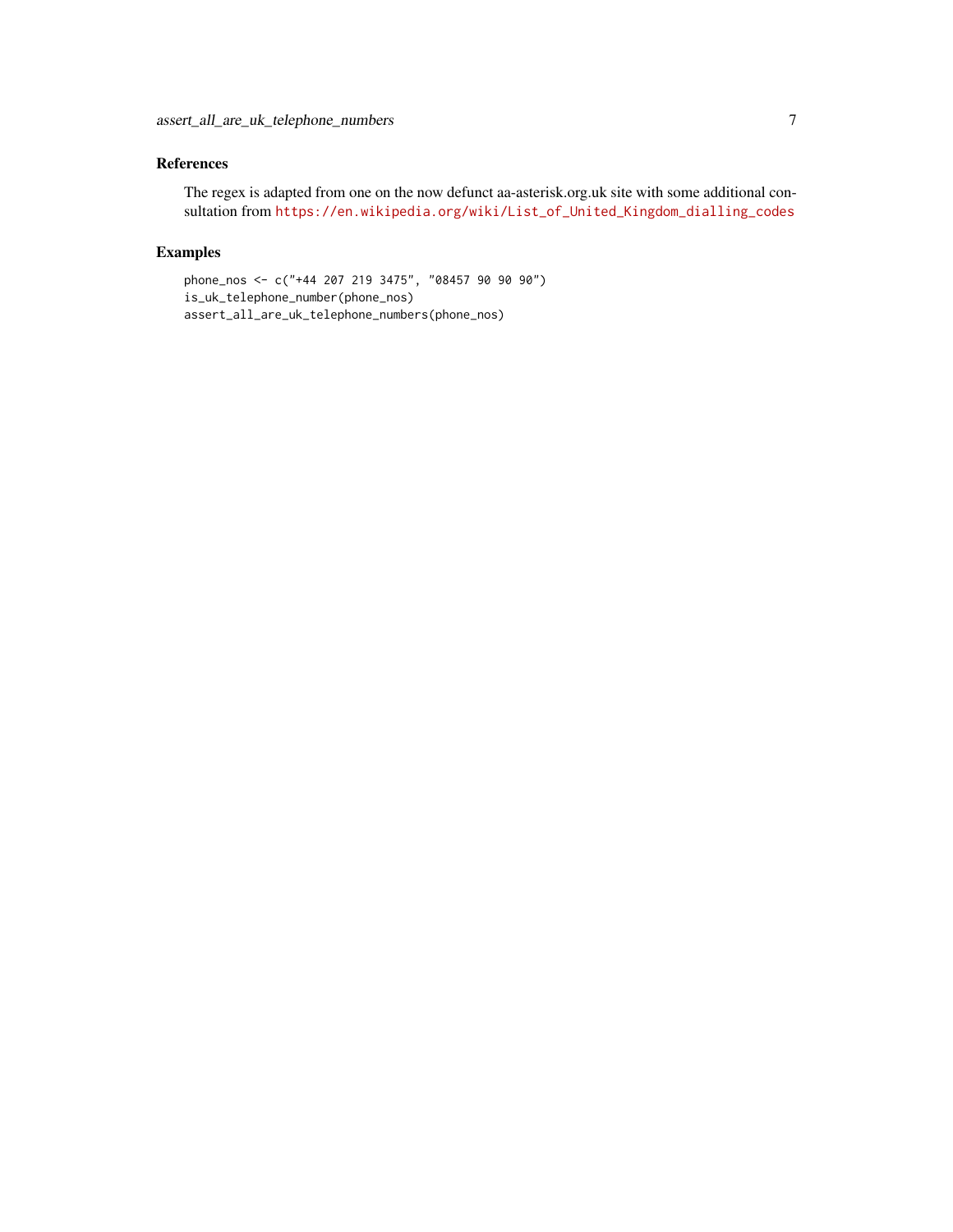## References

The regex is adapted from one on the now defunct aa-asterisk.org.uk site with some additional consultation from https://en.wikipedia.org/wiki/List_of_United_Kingdom_dialling_codes

## Examples

```
phone_nos <- c("+44 207 219 3475", "08457 90 90 90")
is_uk_telephone_number(phone_nos)
assert_all_are_uk_telephone_numbers(phone_nos)
```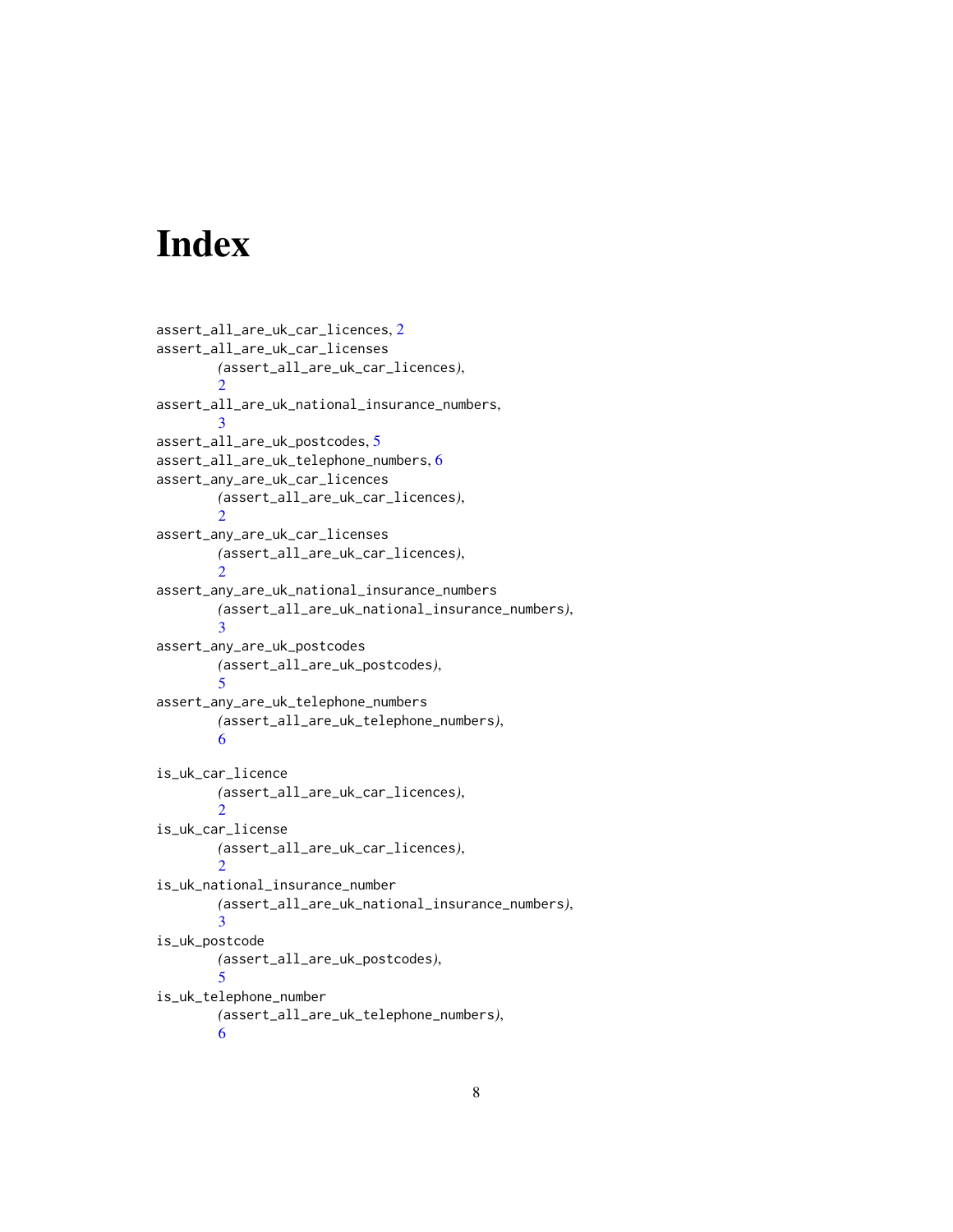# Index

assert_all_are_uk_car_licences, 2
assert_all_are_uk_car_licenses (assert_all_are_uk_car_licences), 2
assert_all_are_uk_national_insurance_numbers, 3
assert_all_are_uk_postcodes, 5
assert_all_are_uk_telephone_numbers, 6
assert_any_are_uk_car_licences (assert_all_are_uk_car_licences), 2
assert_any_are_uk_car_licenses (assert_all_are_uk_car_licences), 2
assert_any_are_uk_national_insurance_numbers (assert_all_are_uk_national_insurance_numbers), 3
assert_any_are_uk_postcodes (assert_all_are_uk_postcodes), 5
assert_any_are_uk_telephone_numbers (assert_all_are_uk_telephone_numbers), 6

is_uk_car_licence (assert_all_are_uk_car_licences), 2
is_uk_car_license (assert_all_are_uk_car_licences), 2
is_uk_national_insurance_number (assert_all_are_uk_national_insurance_numbers), 3
is_uk_postcode (assert_all_are_uk_postcodes), 5
is_uk_telephone_number (assert_all_are_uk_telephone_numbers), 6